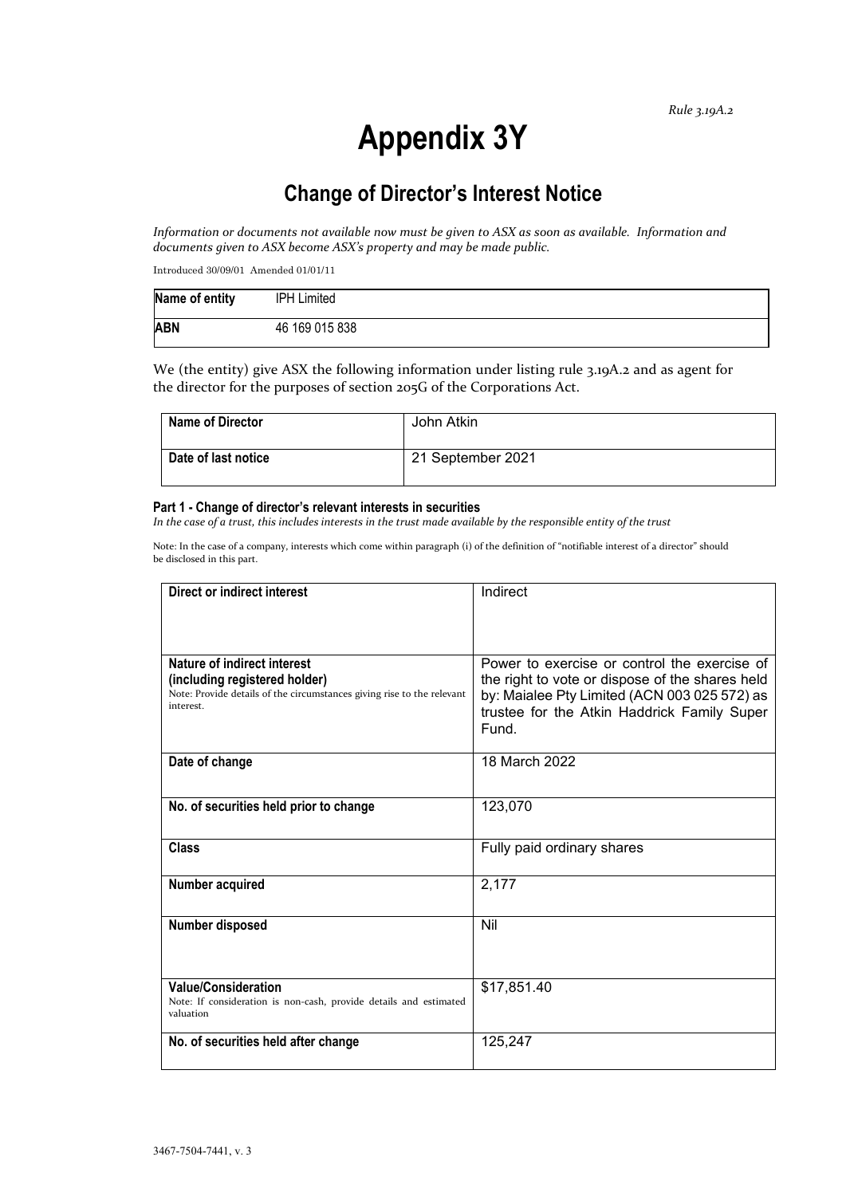*Rule 3.19A.2*

# Appendix 3Y

## Change of Director's Interest Notice

*Information or documents not available now must be given to ASX as soon as available. Information and documents given to ASX become ASX's property and may be made public.*

Introduced 30/09/01 Amended 01/01/11

| **Name of entity** | IPH Limited |
|---|---|
| **ABN** | 46 169 015 838 |

We (the entity) give ASX the following information under listing rule 3.19A.2 and as agent for the director for the purposes of section 205G of the Corporations Act.

| **Name of Director** | John Atkin |
|---|---|
| **Date of last notice** | 21 September 2021 |

#### Part 1 - Change of director's relevant interests in securities

*In the case of a trust, this includes interests in the trust made available by the responsible entity of the trust*

Note: In the case of a company, interests which come within paragraph (i) of the definition of "notifiable interest of a director" should be disclosed in this part.

| **Direct or indirect interest** | Indirect |
|---|---|
| **Nature of indirect interest (including registered holder)**<br>Note: Provide details of the circumstances giving rise to the relevant interest. | Power to exercise or control the exercise of the right to vote or dispose of the shares held by: Maialee Pty Limited (ACN 003 025 572) as trustee for the Atkin Haddrick Family Super Fund. |
| **Date of change** | 18 March 2022 |
| **No. of securities held prior to change** | 123,070 |
| **Class** | Fully paid ordinary shares |
| **Number acquired** | 2,177 |
| **Number disposed** | Nil |
| **Value/Consideration**<br>Note: If consideration is non-cash, provide details and estimated valuation | $17,851.40 |
| **No. of securities held after change** | 125,247 |

3467-7504-7441, v. 3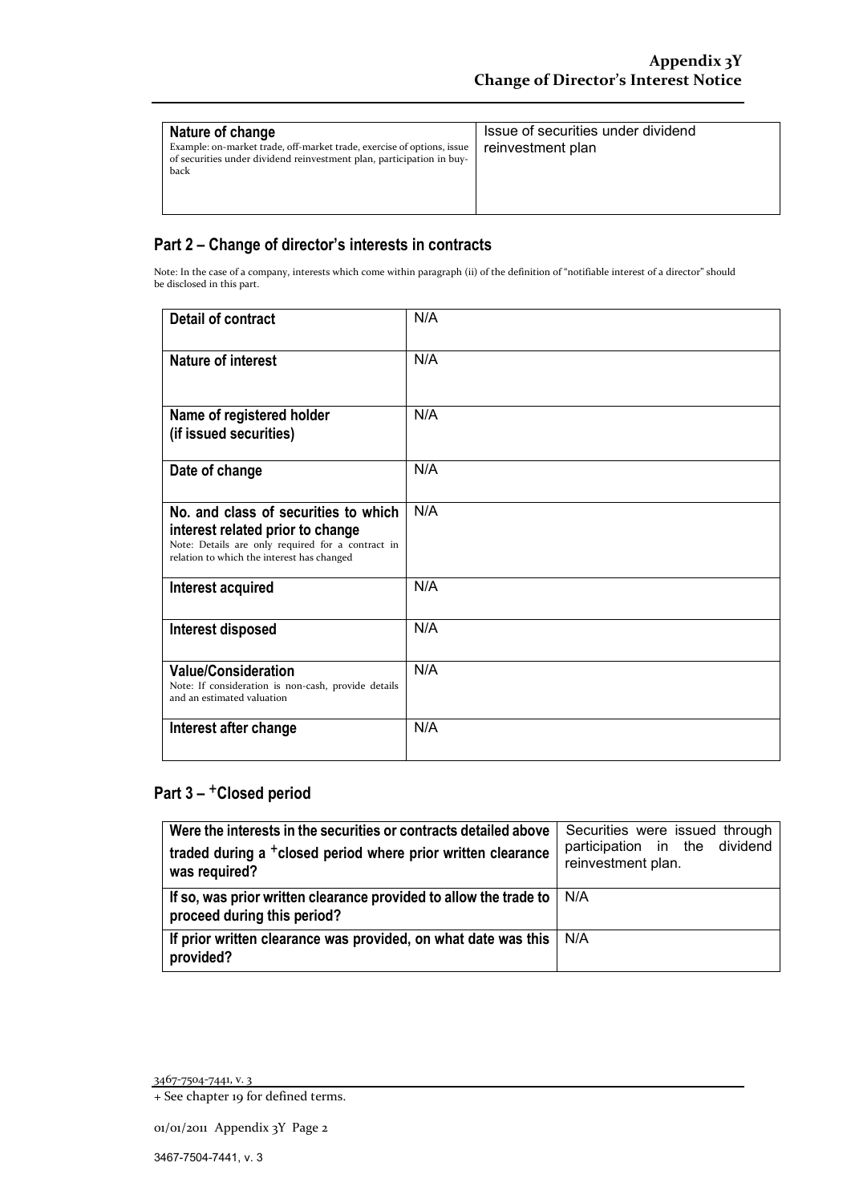| | |
|---|---|
| **Nature of change**<br>Example: on-market trade, off-market trade, exercise of options, issue of securities under dividend reinvestment plan, participation in buy-back | Issue of securities under dividend reinvestment plan |

## Part 2 – Change of director's interests in contracts

Note: In the case of a company, interests which come within paragraph (ii) of the definition of "notifiable interest of a director" should be disclosed in this part.

| | |
|---|---|
| **Detail of contract** | N/A |
| **Nature of interest** | N/A |
| **Name of registered holder (if issued securities)** | N/A |
| **Date of change** | N/A |
| **No. and class of securities to which interest related prior to change**<br>Note: Details are only required for a contract in relation to which the interest has changed | N/A |
| **Interest acquired** | N/A |
| **Interest disposed** | N/A |
| **Value/Consideration**<br>Note: If consideration is non-cash, provide details and an estimated valuation | N/A |
| **Interest after change** | N/A |

## Part 3 – +Closed period

| | |
|---|---|
| **Were the interests in the securities or contracts detailed above traded during a +closed period where prior written clearance was required?** | Securities were issued through participation in the dividend reinvestment plan. |
| **If so, was prior written clearance provided to allow the trade to proceed during this period?** | N/A |
| **If prior written clearance was provided, on what date was this provided?** | N/A |

3467-7504-7441, v. 3

+ See chapter 19 for defined terms.